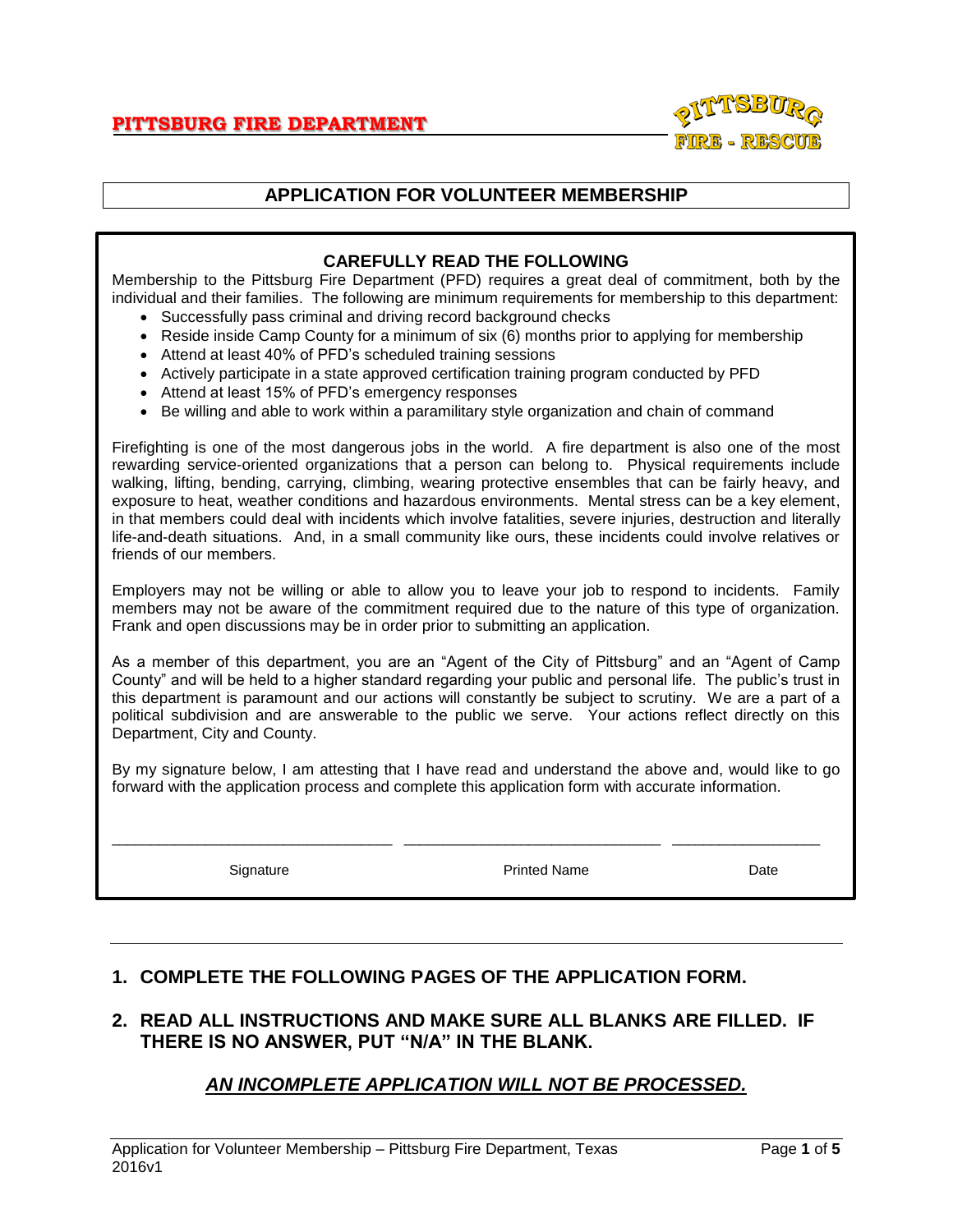**PITTSBURG FIRE DEPARTMENT**

# APPLICATION FOR VOLUNTEER MEMBERSHIP

## CAREFULLY READ THE FOLLOWING

Membership to the Pittsburg Fire Department (PFD) requires a great deal of commitment, both by the individual and their families. The following are minimum requirements for membership to this department:

- Successfully pass criminal and driving record background checks
- Reside inside Camp County for a minimum of six (6) months prior to applying for membership
- Attend at least 40% of PFD's scheduled training sessions
- Actively participate in a state approved certification training program conducted by PFD
- Attend at least 15% of PFD's emergency responses
- Be willing and able to work within a paramilitary style organization and chain of command

Firefighting is one of the most dangerous jobs in the world. A fire department is also one of the most rewarding service-oriented organizations that a person can belong to. Physical requirements include walking, lifting, bending, carrying, climbing, wearing protective ensembles that can be fairly heavy, and exposure to heat, weather conditions and hazardous environments. Mental stress can be a key element, in that members could deal with incidents which involve fatalities, severe injuries, destruction and literally life-and-death situations. And, in a small community like ours, these incidents could involve relatives or friends of our members.

Employers may not be willing or able to allow you to leave your job to respond to incidents. Family members may not be aware of the commitment required due to the nature of this type of organization. Frank and open discussions may be in order prior to submitting an application.

As a member of this department, you are an "Agent of the City of Pittsburg" and an "Agent of Camp County" and will be held to a higher standard regarding your public and personal life. The public's trust in this department is paramount and our actions will constantly be subject to scrutiny. We are a part of a political subdivision and are answerable to the public we serve. Your actions reflect directly on this Department, City and County.

By my signature below, I am attesting that I have read and understand the above and, would like to go forward with the application process and complete this application form with accurate information.

| \_\_\_\_\_\_\_\_\_\_\_\_\_\_\_\_\_\_\_\_\_\_\_\_\_\_\_\_\_\_\_ | \_\_\_\_\_\_\_\_\_\_\_\_\_\_\_\_\_\_\_\_\_\_\_\_\_\_\_\_\_\_ | \_\_\_\_\_\_\_\_\_\_\_\_\_\_\_\_\_ |
|---|---|---|
| Signature | Printed Name | Date |

---

1. **COMPLETE THE FOLLOWING PAGES OF THE APPLICATION FORM.**

2. **READ ALL INSTRUCTIONS AND MAKE SURE ALL BLANKS ARE FILLED. IF THERE IS NO ANSWER, PUT "N/A" IN THE BLANK.**

***AN INCOMPLETE APPLICATION WILL NOT BE PROCESSED.***

Application for Volunteer Membership – Pittsburg Fire Department, Texas 2016v1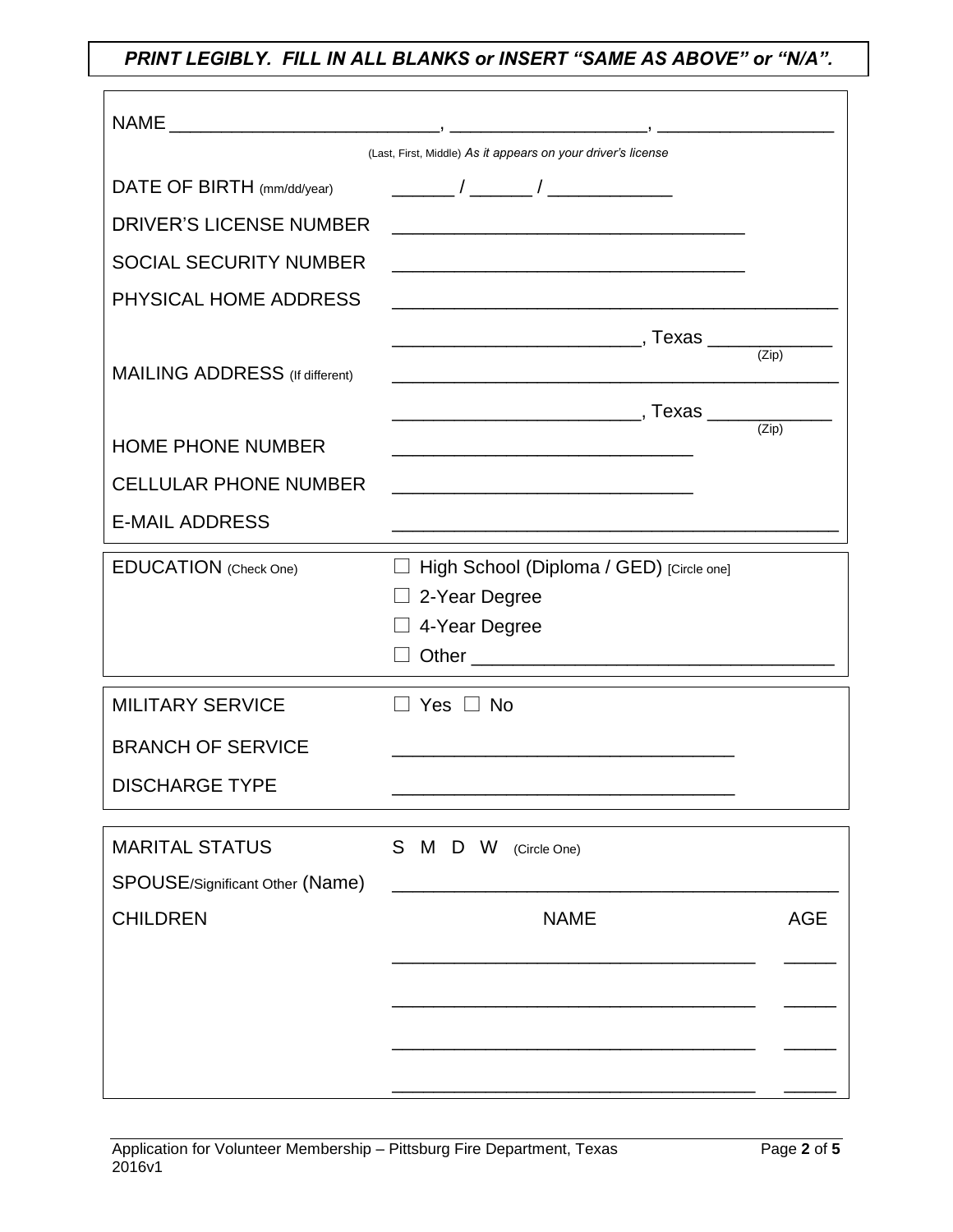***PRINT LEGIBLY. FILL IN ALL BLANKS or INSERT "SAME AS ABOVE" or "N/A".***

NAME ___________________________, ____________________, __________________

(Last, First, Middle) *As it appears on your driver's license*

DATE OF BIRTH (mm/dd/year) ______ / ______ / ____________

DRIVER'S LICENSE NUMBER ___________________________________

SOCIAL SECURITY NUMBER ___________________________________

PHYSICAL HOME ADDRESS ____________________________________________

________________________, Texas ____________ (Zip)

MAILING ADDRESS (If different) ____________________________________________

________________________, Texas ____________ (Zip)

HOME PHONE NUMBER _____________________________

CELLULAR PHONE NUMBER _____________________________

E-MAIL ADDRESS ____________________________________________

---

EDUCATION (Check One)

- ☐ High School (Diploma / GED) [Circle one]
- ☐ 2-Year Degree
- ☐ 4-Year Degree
- ☐ Other ___________________________________

---

MILITARY SERVICE ☐ Yes ☐ No

BRANCH OF SERVICE _________________________________

DISCHARGE TYPE _________________________________

---

MARITAL STATUS S M D W (Circle One)

SPOUSE/Significant Other (Name) ____________________________________________

CHILDREN

| NAME | AGE |
|---|---|
| ___________________________________ | _____ |
| ___________________________________ | _____ |
| ___________________________________ | _____ |
| ___________________________________ | _____ |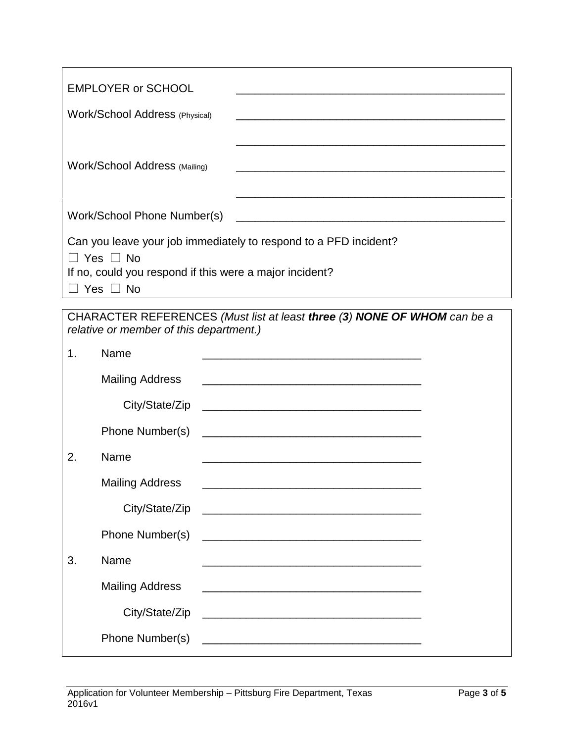EMPLOYER or SCHOOL \_\_\_\_\_\_\_\_\_\_\_\_\_\_\_\_\_\_\_\_\_\_\_\_\_\_\_\_\_\_\_\_\_\_\_\_\_\_\_\_\_\_

Work/School Address (Physical) \_\_\_\_\_\_\_\_\_\_\_\_\_\_\_\_\_\_\_\_\_\_\_\_\_\_\_\_\_\_\_\_\_\_\_\_\_\_\_\_\_\_

\_\_\_\_\_\_\_\_\_\_\_\_\_\_\_\_\_\_\_\_\_\_\_\_\_\_\_\_\_\_\_\_\_\_\_\_\_\_\_\_\_\_

Work/School Address (Mailing) \_\_\_\_\_\_\_\_\_\_\_\_\_\_\_\_\_\_\_\_\_\_\_\_\_\_\_\_\_\_\_\_\_\_\_\_\_\_\_\_\_\_

\_\_\_\_\_\_\_\_\_\_\_\_\_\_\_\_\_\_\_\_\_\_\_\_\_\_\_\_\_\_\_\_\_\_\_\_\_\_\_\_\_\_

Work/School Phone Number(s) \_\_\_\_\_\_\_\_\_\_\_\_\_\_\_\_\_\_\_\_\_\_\_\_\_\_\_\_\_\_\_\_\_\_\_\_\_\_\_\_\_\_

Can you leave your job immediately to respond to a PFD incident?

☐ Yes ☐ No

If no, could you respond if this were a major incident?

☐ Yes ☐ No

CHARACTER REFERENCES *(Must list at least **three (3) NONE OF WHOM** can be a relative or member of this department.)*

1. Name \_\_\_\_\_\_\_\_\_\_\_\_\_\_\_\_\_\_\_\_\_\_\_\_\_\_\_\_\_\_\_\_\_\_\_

   Mailing Address \_\_\_\_\_\_\_\_\_\_\_\_\_\_\_\_\_\_\_\_\_\_\_\_\_\_\_\_\_\_\_\_\_\_\_

   City/State/Zip \_\_\_\_\_\_\_\_\_\_\_\_\_\_\_\_\_\_\_\_\_\_\_\_\_\_\_\_\_\_\_\_\_\_\_

   Phone Number(s) \_\_\_\_\_\_\_\_\_\_\_\_\_\_\_\_\_\_\_\_\_\_\_\_\_\_\_\_\_\_\_\_\_\_\_

2. Name \_\_\_\_\_\_\_\_\_\_\_\_\_\_\_\_\_\_\_\_\_\_\_\_\_\_\_\_\_\_\_\_\_\_\_

   Mailing Address \_\_\_\_\_\_\_\_\_\_\_\_\_\_\_\_\_\_\_\_\_\_\_\_\_\_\_\_\_\_\_\_\_\_\_

   City/State/Zip \_\_\_\_\_\_\_\_\_\_\_\_\_\_\_\_\_\_\_\_\_\_\_\_\_\_\_\_\_\_\_\_\_\_\_

   Phone Number(s) \_\_\_\_\_\_\_\_\_\_\_\_\_\_\_\_\_\_\_\_\_\_\_\_\_\_\_\_\_\_\_\_\_\_\_

3. Name \_\_\_\_\_\_\_\_\_\_\_\_\_\_\_\_\_\_\_\_\_\_\_\_\_\_\_\_\_\_\_\_\_\_\_

   Mailing Address \_\_\_\_\_\_\_\_\_\_\_\_\_\_\_\_\_\_\_\_\_\_\_\_\_\_\_\_\_\_\_\_\_\_\_

   City/State/Zip \_\_\_\_\_\_\_\_\_\_\_\_\_\_\_\_\_\_\_\_\_\_\_\_\_\_\_\_\_\_\_\_\_\_\_

   Phone Number(s) \_\_\_\_\_\_\_\_\_\_\_\_\_\_\_\_\_\_\_\_\_\_\_\_\_\_\_\_\_\_\_\_\_\_\_

Application for Volunteer Membership – Pittsburg Fire Department, Texas
2016v1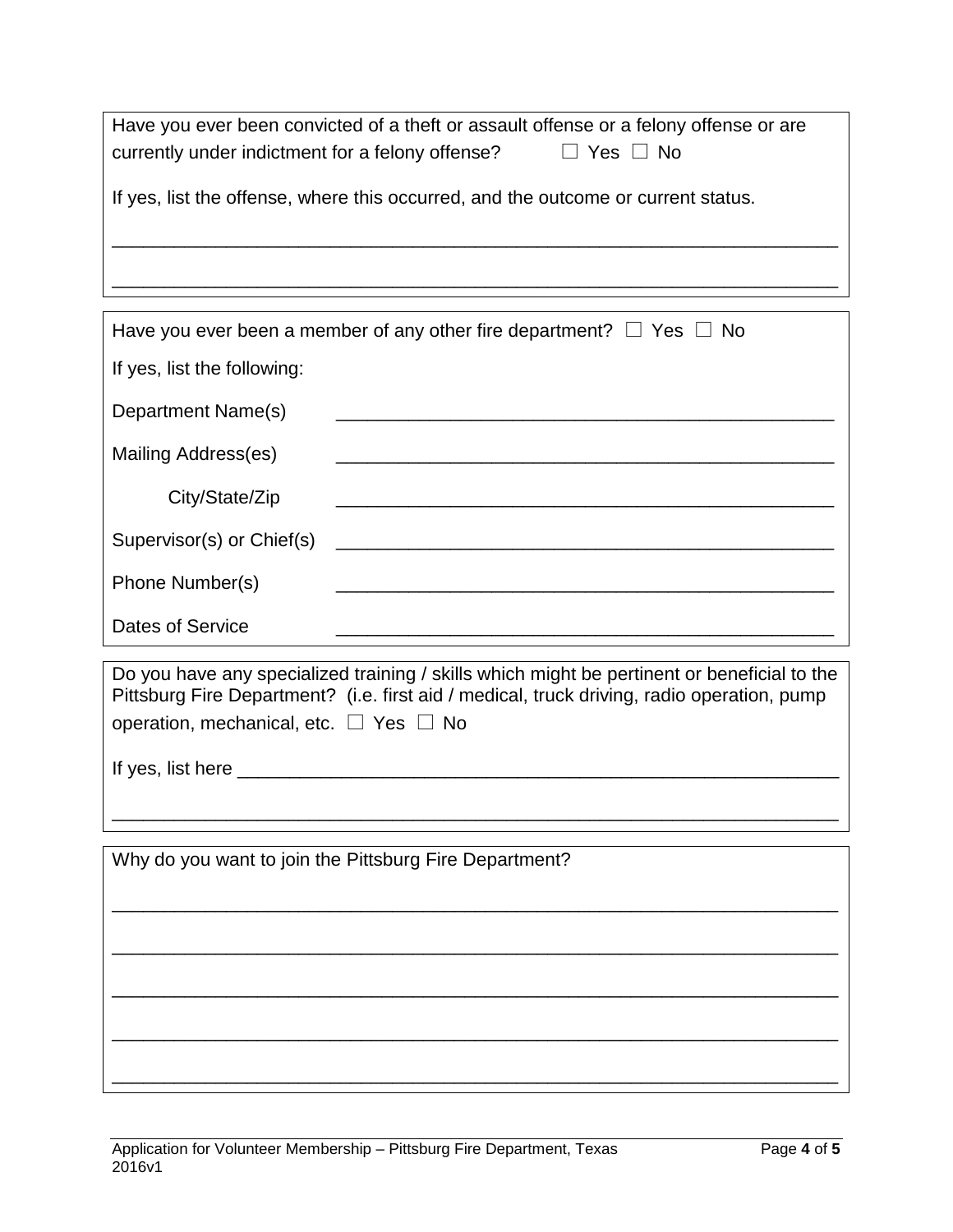Have you ever been convicted of a theft or assault offense or a felony offense or are currently under indictment for a felony offense? ☐ Yes ☐ No

If yes, list the offense, where this occurred, and the outcome or current status.

______________________________________________________________________

______________________________________________________________________

Have you ever been a member of any other fire department? ☐ Yes ☐ No

If yes, list the following:

Department Name(s) ________________________________________________

Mailing Address(es) ________________________________________________

City/State/Zip ________________________________________________

Supervisor(s) or Chief(s) ________________________________________________

Phone Number(s) ________________________________________________

Dates of Service ________________________________________________

Do you have any specialized training / skills which might be pertinent or beneficial to the Pittsburg Fire Department? (i.e. first aid / medical, truck driving, radio operation, pump operation, mechanical, etc. ☐ Yes ☐ No

If yes, list here ________________________________________________________

______________________________________________________________________

Why do you want to join the Pittsburg Fire Department?

______________________________________________________________________

______________________________________________________________________

______________________________________________________________________

______________________________________________________________________

______________________________________________________________________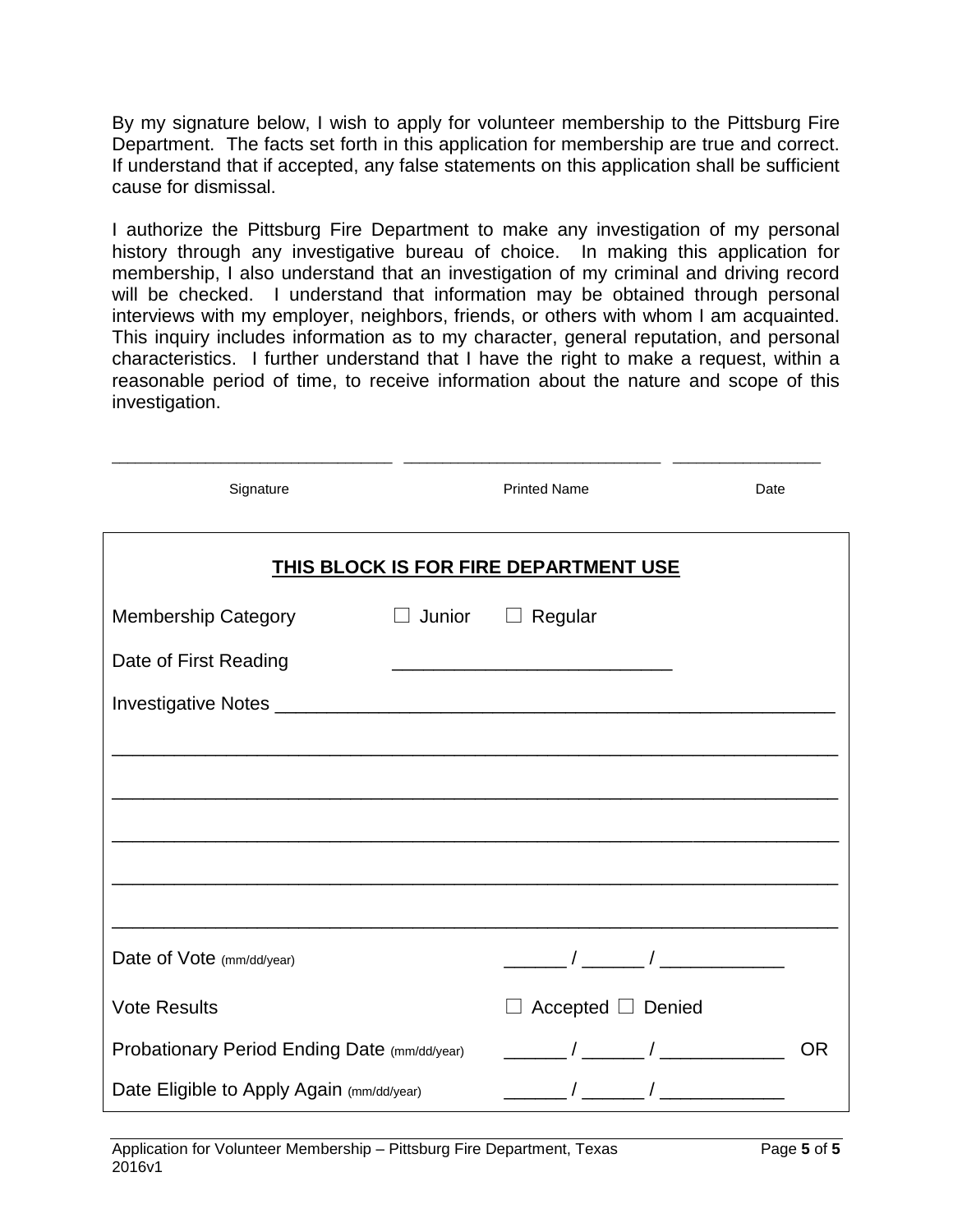By my signature below, I wish to apply for volunteer membership to the Pittsburg Fire Department. The facts set forth in this application for membership are true and correct. If understand that if accepted, any false statements on this application shall be sufficient cause for dismissal.

I authorize the Pittsburg Fire Department to make any investigation of my personal history through any investigative bureau of choice. In making this application for membership, I also understand that an investigation of my criminal and driving record will be checked. I understand that information may be obtained through personal interviews with my employer, neighbors, friends, or others with whom I am acquainted. This inquiry includes information as to my character, general reputation, and personal characteristics. I further understand that I have the right to make a request, within a reasonable period of time, to receive information about the nature and scope of this investigation.

_____________________________ __________________________ _______________

Signature Printed Name Date

**THIS BLOCK IS FOR FIRE DEPARTMENT USE**

Membership Category ☐ Junior ☐ Regular

Date of First Reading __________________________

Investigative Notes ______________________________________________________

_____________________________________________________________________

_____________________________________________________________________

_____________________________________________________________________

_____________________________________________________________________

_____________________________________________________________________

Date of Vote (mm/dd/year) ______ / ______ / ___________

Vote Results ☐ Accepted ☐ Denied

Probationary Period Ending Date (mm/dd/year) ______ / ______ / ___________ OR

Date Eligible to Apply Again (mm/dd/year) ______ / ______ / ___________

Application for Volunteer Membership – Pittsburg Fire Department, Texas
2016v1